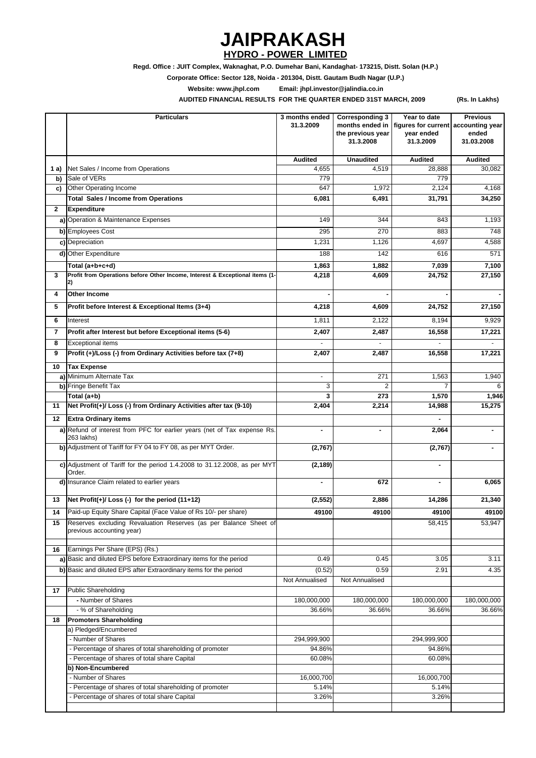# JAIPRAKASH

## HYDRO - POWER LIMITED

**Regd. Office : JUIT Complex, Waknaghat, P.O. Dumehar Bani, Kandaghat- 173215, Distt. Solan (H.P.)**

**Corporate Office: Sector 128, Noida - 201304, Distt. Gautam Budh Nagar (U.P.)**

**Website: www.jhpl.com Email: jhpl.investor@jalindia.co.in**

**AUDITED FINANCIAL RESULTS FOR THE QUARTER ENDED 31ST MARCH, 2009** **(Rs. In Lakhs)**

| | Particulars | 3 months ended 31.3.2009 | Corresponding 3 months ended in the previous year 31.3.2008 | Year to date figures for current year ended 31.3.2009 | Previous accounting year ended 31.03.2008 |
|---|---|---|---|---|---|
| | | Audited | Unaudited | Audited | Audited |
| 1 a) | Net Sales / Income from Operations | 4,655 | 4,519 | 28,888 | 30,082 |
| b) | Sale of VERs | 779 | | 779 | |
| c) | Other Operating Income | 647 | 1,972 | 2,124 | 4,168 |
| | **Total Sales / Income from Operations** | **6,081** | **6,491** | **31,791** | **34,250** |
| 2 | **Expenditure** | | | | |
| a) | Operation & Maintenance Expenses | 149 | 344 | 843 | 1,193 |
| b) | Employees Cost | 295 | 270 | 883 | 748 |
| c) | Depreciation | 1,231 | 1,126 | 4,697 | 4,588 |
| d) | Other Expenditure | 188 | 142 | 616 | 571 |
| | **Total (a+b+c+d)** | **1,863** | **1,882** | **7,039** | **7,100** |
| 3 | **Profit from Operations before Other Income, Interest & Exceptional items (1-2)** | **4,218** | **4,609** | **24,752** | **27,150** |
| 4 | **Other Income** | **-** | **-** | **-** | **-** |
| 5 | **Profit before Interest & Exceptional Items (3+4)** | **4,218** | **4,609** | **24,752** | **27,150** |
| 6 | Interest | 1,811 | 2,122 | 8,194 | 9,929 |
| 7 | **Profit after Interest but before Exceptional items (5-6)** | **2,407** | **2,487** | **16,558** | **17,221** |
| 8 | Exceptional items | - | - | - | - |
| 9 | **Profit (+)/Loss (-) from Ordinary Activities before tax (7+8)** | **2,407** | **2,487** | **16,558** | **17,221** |
| 10 | **Tax Expense** | | | | |
| a) | Minimum Alternate Tax | - | 271 | 1,563 | 1,940 |
| b) | Fringe Benefit Tax | 3 | 2 | 7 | 6 |
| | **Total (a+b)** | **3** | **273** | **1,570** | **1,946** |
| 11 | **Net Profit(+)/ Loss (-) from Ordinary Activities after tax (9-10)** | **2,404** | **2,214** | **14,988** | **15,275** |
| 12 | **Extra Ordinary items** | | | **-** | |
| a) | Refund of interest from PFC for earlier years (net of Tax expense Rs. 263 lakhs) | **-** | **-** | **2,064** | **-** |
| b) | Adjustment of Tariff for FY 04 to FY 08, as per MYT Order. | **(2,767)** | | **(2,767)** | **-** |
| c) | Adjustment of Tariff for the period 1.4.2008 to 31.12.2008, as per MYT Order. | **(2,189)** | | **-** | |
| d) | Insurance Claim related to earlier years | **-** | **672** | **-** | **6,065** |
| 13 | **Net Profit(+)/ Loss (-) for the period (11+12)** | **(2,552)** | **2,886** | **14,286** | **21,340** |
| 14 | Paid-up Equity Share Capital (Face Value of Rs 10/- per share) | **49100** | **49100** | **49100** | **49100** |
| 15 | Reserves excluding Revaluation Reserves (as per Balance Sheet of previous accounting year) | | | 58,415 | 53,947 |
| 16 | Earnings Per Share (EPS) (Rs.) | | | | |
| a) | Basic and diluted EPS before Extraordinary items for the period | 0.49 | 0.45 | 3.05 | 3.11 |
| b) | Basic and diluted EPS after Extraordinary items for the period | (0.52) | 0.59 | 2.91 | 4.35 |
| | | Not Annualised | Not Annualised | | |
| 17 | Public Shareholding | | | | |
| | - Number of Shares | 180,000,000 | 180,000,000 | 180,000,000 | 180,000,000 |
| | - % of Shareholding | 36.66% | 36.66% | 36.66% | 36.66% |
| 18 | **Promoters Shareholding** | | | | |
| | a) Pledged/Encumbered | | | | |
| | - Number of Shares | 294,999,900 | | 294,999,900 | |
| | - Percentage of shares of total shareholding of promoter | 94.86% | | 94.86% | |
| | - Percentage of shares of total share Capital | 60.08% | | 60.08% | |
| | **b) Non-Encumbered** | | | | |
| | - Number of Shares | 16,000,700 | | 16,000,700 | |
| | - Percentage of shares of total shareholding of promoter | 5.14% | | 5.14% | |
| | - Percentage of shares of total share Capital | 3.26% | | 3.26% | |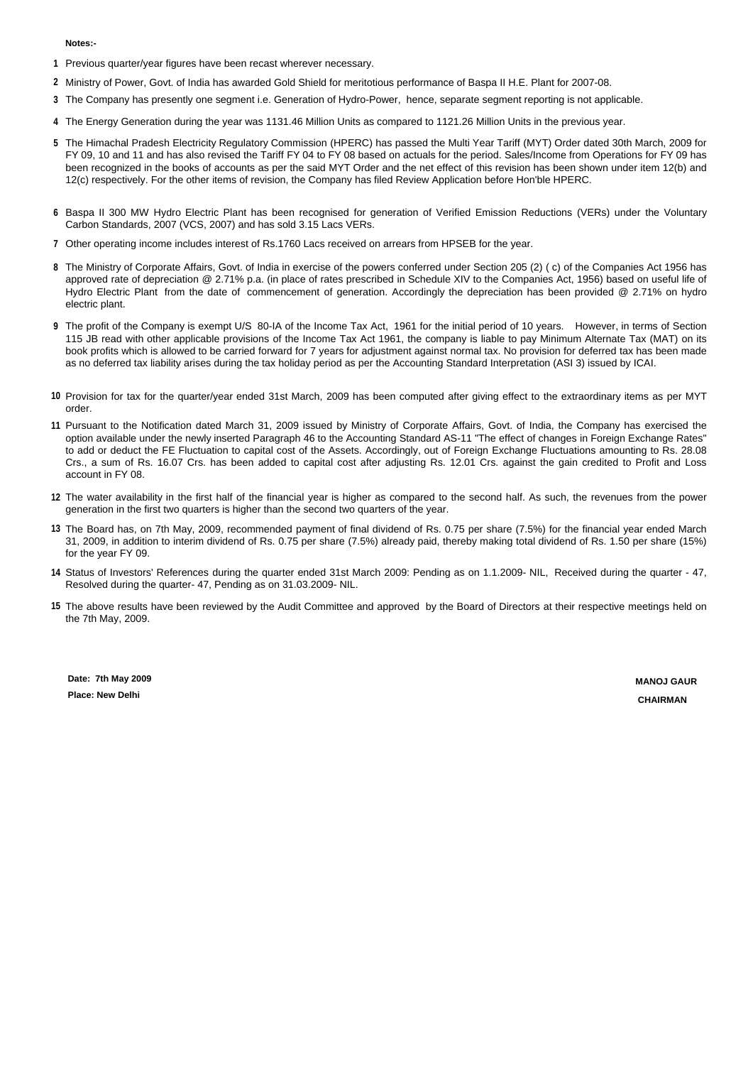**Notes:-**

1. Previous quarter/year figures have been recast wherever necessary.
2. Ministry of Power, Govt. of India has awarded Gold Shield for meritotious performance of Baspa II H.E. Plant for 2007-08.
3. The Company has presently one segment i.e. Generation of Hydro-Power, hence, separate segment reporting is not applicable.
4. The Energy Generation during the year was 1131.46 Million Units as compared to 1121.26 Million Units in the previous year.
5. The Himachal Pradesh Electricity Regulatory Commission (HPERC) has passed the Multi Year Tariff (MYT) Order dated 30th March, 2009 for FY 09, 10 and 11 and has also revised the Tariff FY 04 to FY 08 based on actuals for the period. Sales/Income from Operations for FY 09 has been recognized in the books of accounts as per the said MYT Order and the net effect of this revision has been shown under item 12(b) and 12(c) respectively. For the other items of revision, the Company has filed Review Application before Hon'ble HPERC.
6. Baspa II 300 MW Hydro Electric Plant has been recognised for generation of Verified Emission Reductions (VERs) under the Voluntary Carbon Standards, 2007 (VCS, 2007) and has sold 3.15 Lacs VERs.
7. Other operating income includes interest of Rs.1760 Lacs received on arrears from HPSEB for the year.
8. The Ministry of Corporate Affairs, Govt. of India in exercise of the powers conferred under Section 205 (2) ( c) of the Companies Act 1956 has approved rate of depreciation @ 2.71% p.a. (in place of rates prescribed in Schedule XIV to the Companies Act, 1956) based on useful life of Hydro Electric Plant from the date of commencement of generation. Accordingly the depreciation has been provided @ 2.71% on hydro electric plant.
9. The profit of the Company is exempt U/S 80-IA of the Income Tax Act, 1961 for the initial period of 10 years. However, in terms of Section 115 JB read with other applicable provisions of the Income Tax Act 1961, the company is liable to pay Minimum Alternate Tax (MAT) on its book profits which is allowed to be carried forward for 7 years for adjustment against normal tax. No provision for deferred tax has been made as no deferred tax liability arises during the tax holiday period as per the Accounting Standard Interpretation (ASI 3) issued by ICAI.
10. Provision for tax for the quarter/year ended 31st March, 2009 has been computed after giving effect to the extraordinary items as per MYT order.
11. Pursuant to the Notification dated March 31, 2009 issued by Ministry of Corporate Affairs, Govt. of India, the Company has exercised the option available under the newly inserted Paragraph 46 to the Accounting Standard AS-11 "The effect of changes in Foreign Exchange Rates" to add or deduct the FE Fluctuation to capital cost of the Assets. Accordingly, out of Foreign Exchange Fluctuations amounting to Rs. 28.08 Crs., a sum of Rs. 16.07 Crs. has been added to capital cost after adjusting Rs. 12.01 Crs. against the gain credited to Profit and Loss account in FY 08.
12. The water availability in the first half of the financial year is higher as compared to the second half. As such, the revenues from the power generation in the first two quarters is higher than the second two quarters of the year.
13. The Board has, on 7th May, 2009, recommended payment of final dividend of Rs. 0.75 per share (7.5%) for the financial year ended March 31, 2009, in addition to interim dividend of Rs. 0.75 per share (7.5%) already paid, thereby making total dividend of Rs. 1.50 per share (15%) for the year FY 09.
14. Status of Investors' References during the quarter ended 31st March 2009: Pending as on 1.1.2009- NIL, Received during the quarter - 47, Resolved during the quarter- 47, Pending as on 31.03.2009- NIL.
15. The above results have been reviewed by the Audit Committee and approved by the Board of Directors at their respective meetings held on the 7th May, 2009.

**Date: 7th May 2009**
**Place: New Delhi**

**MANOJ GAUR**
**CHAIRMAN**